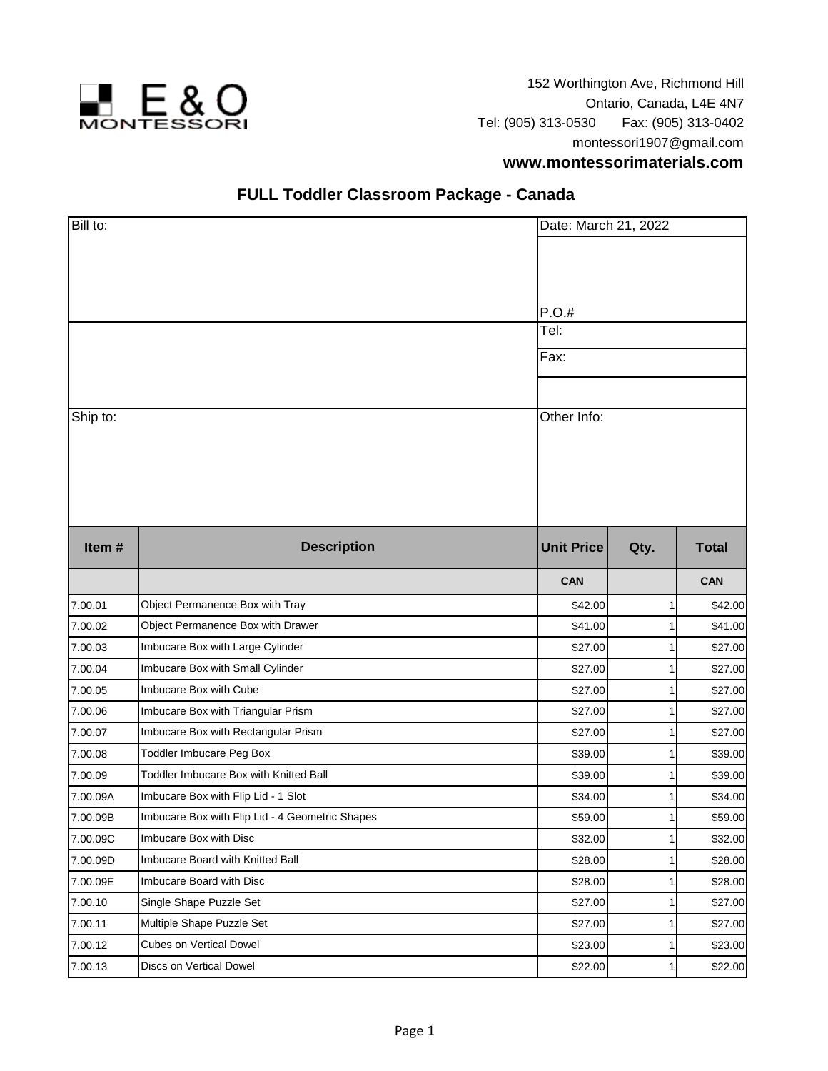E & O MONTESSORI

152 Worthington Ave, Richmond Hill
Ontario, Canada, L4E 4N7
Tel: (905) 313-0530 Fax: (905) 313-0402
montessori1907@gmail.com
**www.montessorimaterials.com**

## FULL Toddler Classroom Package - Canada

| Bill to: | Date: March 21, 2022 |
|---|---|
| | P.O.# |
| | Tel: |
| | Fax: |
| | |
| Ship to: | Other Info: |

| Item # | Description | Unit Price | Qty. | Total |
|---|---|---|---|---|
| | | CAN | | CAN |
| 7.00.01 | Object Permanence Box with Tray | $42.00 | 1 | $42.00 |
| 7.00.02 | Object Permanence Box with Drawer | $41.00 | 1 | $41.00 |
| 7.00.03 | Imbucare Box with Large Cylinder | $27.00 | 1 | $27.00 |
| 7.00.04 | Imbucare Box with Small Cylinder | $27.00 | 1 | $27.00 |
| 7.00.05 | Imbucare Box with Cube | $27.00 | 1 | $27.00 |
| 7.00.06 | Imbucare Box with Triangular Prism | $27.00 | 1 | $27.00 |
| 7.00.07 | Imbucare Box with Rectangular Prism | $27.00 | 1 | $27.00 |
| 7.00.08 | Toddler Imbucare Peg Box | $39.00 | 1 | $39.00 |
| 7.00.09 | Toddler Imbucare Box with Knitted Ball | $39.00 | 1 | $39.00 |
| 7.00.09A | Imbucare Box with Flip Lid - 1 Slot | $34.00 | 1 | $34.00 |
| 7.00.09B | Imbucare Box with Flip Lid - 4 Geometric Shapes | $59.00 | 1 | $59.00 |
| 7.00.09C | Imbucare Box with Disc | $32.00 | 1 | $32.00 |
| 7.00.09D | Imbucare Board with Knitted Ball | $28.00 | 1 | $28.00 |
| 7.00.09E | Imbucare Board with Disc | $28.00 | 1 | $28.00 |
| 7.00.10 | Single Shape Puzzle Set | $27.00 | 1 | $27.00 |
| 7.00.11 | Multiple Shape Puzzle Set | $27.00 | 1 | $27.00 |
| 7.00.12 | Cubes on Vertical Dowel | $23.00 | 1 | $23.00 |
| 7.00.13 | Discs on Vertical Dowel | $22.00 | 1 | $22.00 |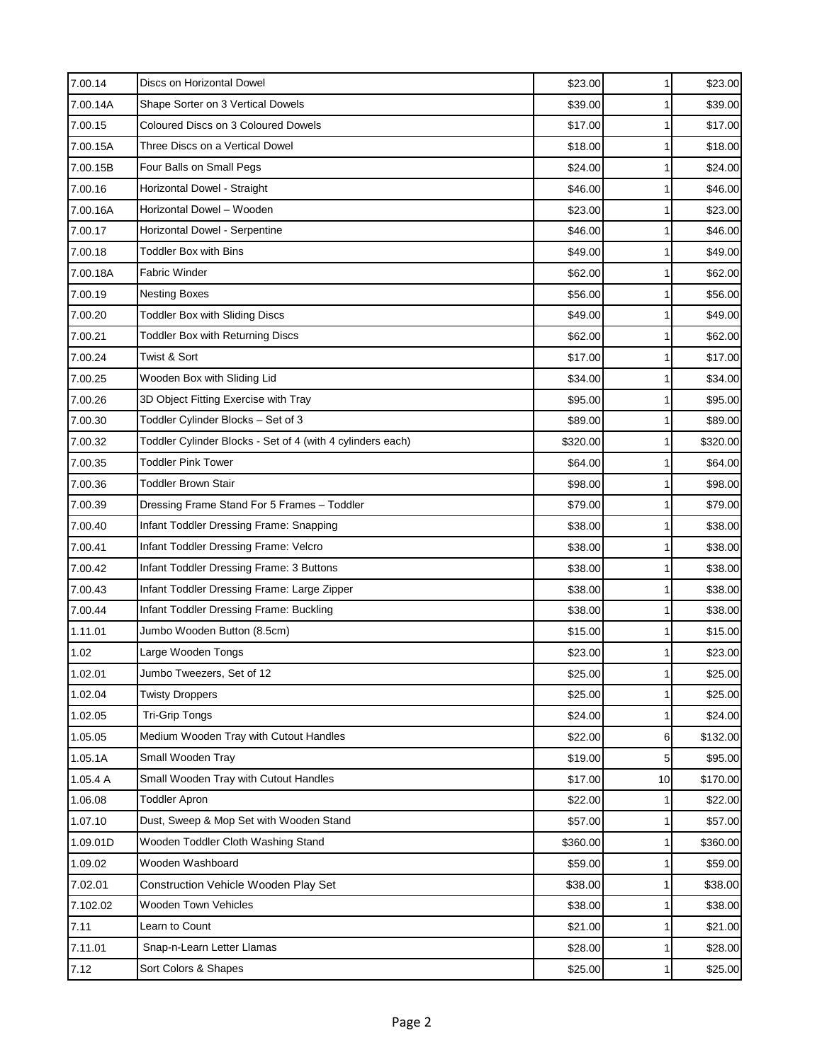| 7.00.14 | Discs on Horizontal Dowel | $23.00 | 1 | $23.00 |
|---|---|---|---|---|
| 7.00.14A | Shape Sorter on 3 Vertical Dowels | $39.00 | 1 | $39.00 |
| 7.00.15 | Coloured Discs on 3 Coloured Dowels | $17.00 | 1 | $17.00 |
| 7.00.15A | Three Discs on a Vertical Dowel | $18.00 | 1 | $18.00 |
| 7.00.15B | Four Balls on Small Pegs | $24.00 | 1 | $24.00 |
| 7.00.16 | Horizontal Dowel - Straight | $46.00 | 1 | $46.00 |
| 7.00.16A | Horizontal Dowel – Wooden | $23.00 | 1 | $23.00 |
| 7.00.17 | Horizontal Dowel - Serpentine | $46.00 | 1 | $46.00 |
| 7.00.18 | Toddler Box with Bins | $49.00 | 1 | $49.00 |
| 7.00.18A | Fabric Winder | $62.00 | 1 | $62.00 |
| 7.00.19 | Nesting Boxes | $56.00 | 1 | $56.00 |
| 7.00.20 | Toddler Box with Sliding Discs | $49.00 | 1 | $49.00 |
| 7.00.21 | Toddler Box with Returning Discs | $62.00 | 1 | $62.00 |
| 7.00.24 | Twist & Sort | $17.00 | 1 | $17.00 |
| 7.00.25 | Wooden Box with Sliding Lid | $34.00 | 1 | $34.00 |
| 7.00.26 | 3D Object Fitting Exercise with Tray | $95.00 | 1 | $95.00 |
| 7.00.30 | Toddler Cylinder Blocks – Set of 3 | $89.00 | 1 | $89.00 |
| 7.00.32 | Toddler Cylinder Blocks - Set of 4 (with 4 cylinders each) | $320.00 | 1 | $320.00 |
| 7.00.35 | Toddler Pink Tower | $64.00 | 1 | $64.00 |
| 7.00.36 | Toddler Brown Stair | $98.00 | 1 | $98.00 |
| 7.00.39 | Dressing Frame Stand For 5 Frames – Toddler | $79.00 | 1 | $79.00 |
| 7.00.40 | Infant Toddler Dressing Frame: Snapping | $38.00 | 1 | $38.00 |
| 7.00.41 | Infant Toddler Dressing Frame: Velcro | $38.00 | 1 | $38.00 |
| 7.00.42 | Infant Toddler Dressing Frame: 3 Buttons | $38.00 | 1 | $38.00 |
| 7.00.43 | Infant Toddler Dressing Frame: Large Zipper | $38.00 | 1 | $38.00 |
| 7.00.44 | Infant Toddler Dressing Frame: Buckling | $38.00 | 1 | $38.00 |
| 1.11.01 | Jumbo Wooden Button (8.5cm) | $15.00 | 1 | $15.00 |
| 1.02 | Large Wooden Tongs | $23.00 | 1 | $23.00 |
| 1.02.01 | Jumbo Tweezers, Set of 12 | $25.00 | 1 | $25.00 |
| 1.02.04 | Twisty Droppers | $25.00 | 1 | $25.00 |
| 1.02.05 | Tri-Grip Tongs | $24.00 | 1 | $24.00 |
| 1.05.05 | Medium Wooden Tray with Cutout Handles | $22.00 | 6 | $132.00 |
| 1.05.1A | Small Wooden Tray | $19.00 | 5 | $95.00 |
| 1.05.4 A | Small Wooden Tray with Cutout Handles | $17.00 | 10 | $170.00 |
| 1.06.08 | Toddler Apron | $22.00 | 1 | $22.00 |
| 1.07.10 | Dust, Sweep & Mop Set with Wooden Stand | $57.00 | 1 | $57.00 |
| 1.09.01D | Wooden Toddler Cloth Washing Stand | $360.00 | 1 | $360.00 |
| 1.09.02 | Wooden Washboard | $59.00 | 1 | $59.00 |
| 7.02.01 | Construction Vehicle Wooden Play Set | $38.00 | 1 | $38.00 |
| 7.102.02 | Wooden Town Vehicles | $38.00 | 1 | $38.00 |
| 7.11 | Learn to Count | $21.00 | 1 | $21.00 |
| 7.11.01 | Snap-n-Learn Letter Llamas | $28.00 | 1 | $28.00 |
| 7.12 | Sort Colors & Shapes | $25.00 | 1 | $25.00 |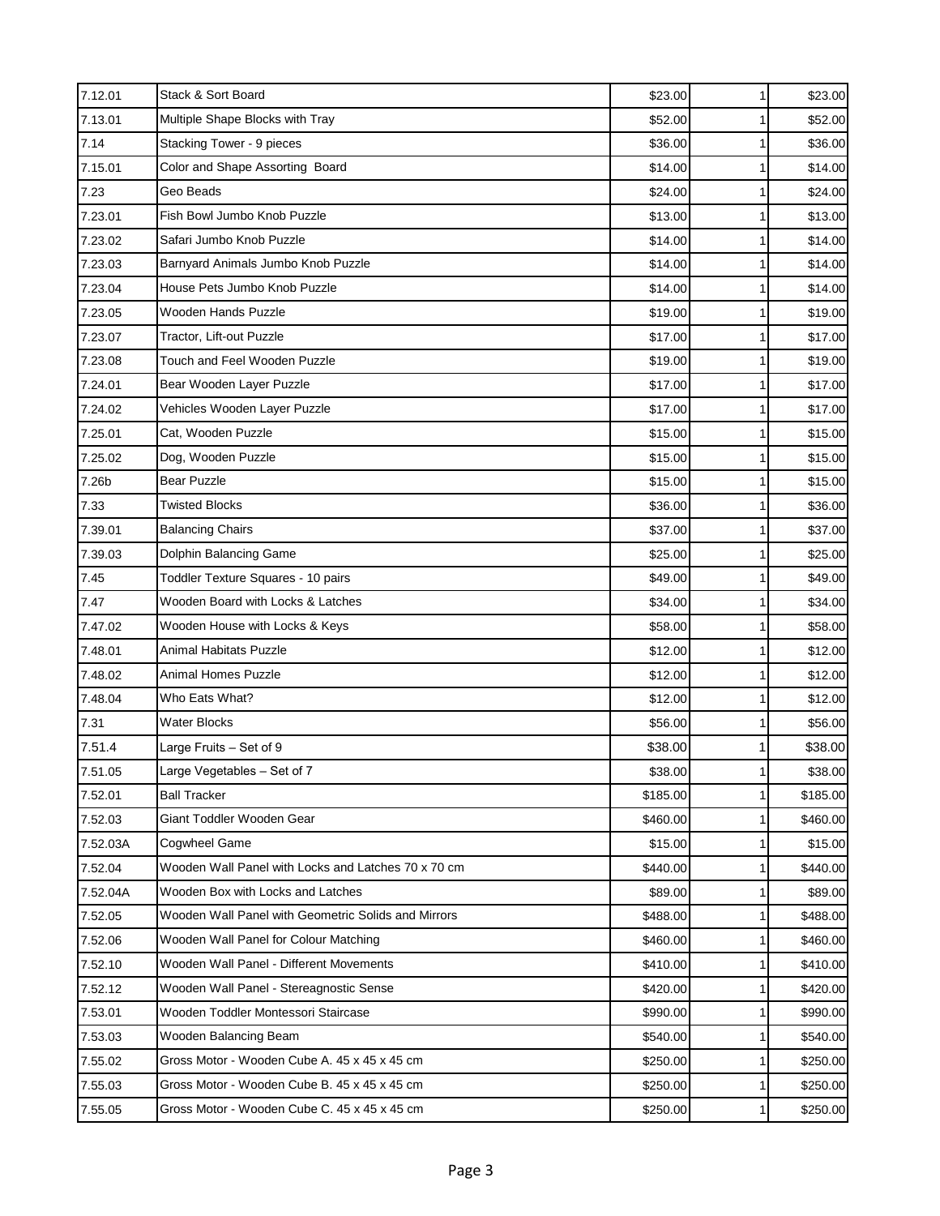| | | | | |
|---|---|---|---|---|
| 7.12.01 | Stack & Sort Board | $23.00 | 1 | $23.00 |
| 7.13.01 | Multiple Shape Blocks with Tray | $52.00 | 1 | $52.00 |
| 7.14 | Stacking Tower - 9 pieces | $36.00 | 1 | $36.00 |
| 7.15.01 | Color and Shape Assorting Board | $14.00 | 1 | $14.00 |
| 7.23 | Geo Beads | $24.00 | 1 | $24.00 |
| 7.23.01 | Fish Bowl Jumbo Knob Puzzle | $13.00 | 1 | $13.00 |
| 7.23.02 | Safari Jumbo Knob Puzzle | $14.00 | 1 | $14.00 |
| 7.23.03 | Barnyard Animals Jumbo Knob Puzzle | $14.00 | 1 | $14.00 |
| 7.23.04 | House Pets Jumbo Knob Puzzle | $14.00 | 1 | $14.00 |
| 7.23.05 | Wooden Hands Puzzle | $19.00 | 1 | $19.00 |
| 7.23.07 | Tractor, Lift-out Puzzle | $17.00 | 1 | $17.00 |
| 7.23.08 | Touch and Feel Wooden Puzzle | $19.00 | 1 | $19.00 |
| 7.24.01 | Bear Wooden Layer Puzzle | $17.00 | 1 | $17.00 |
| 7.24.02 | Vehicles Wooden Layer Puzzle | $17.00 | 1 | $17.00 |
| 7.25.01 | Cat, Wooden Puzzle | $15.00 | 1 | $15.00 |
| 7.25.02 | Dog, Wooden Puzzle | $15.00 | 1 | $15.00 |
| 7.26b | Bear Puzzle | $15.00 | 1 | $15.00 |
| 7.33 | Twisted Blocks | $36.00 | 1 | $36.00 |
| 7.39.01 | Balancing Chairs | $37.00 | 1 | $37.00 |
| 7.39.03 | Dolphin Balancing Game | $25.00 | 1 | $25.00 |
| 7.45 | Toddler Texture Squares - 10 pairs | $49.00 | 1 | $49.00 |
| 7.47 | Wooden Board with Locks & Latches | $34.00 | 1 | $34.00 |
| 7.47.02 | Wooden House with Locks & Keys | $58.00 | 1 | $58.00 |
| 7.48.01 | Animal Habitats Puzzle | $12.00 | 1 | $12.00 |
| 7.48.02 | Animal Homes Puzzle | $12.00 | 1 | $12.00 |
| 7.48.04 | Who Eats What? | $12.00 | 1 | $12.00 |
| 7.31 | Water Blocks | $56.00 | 1 | $56.00 |
| 7.51.4 | Large Fruits – Set of 9 | $38.00 | 1 | $38.00 |
| 7.51.05 | Large Vegetables – Set of 7 | $38.00 | 1 | $38.00 |
| 7.52.01 | Ball Tracker | $185.00 | 1 | $185.00 |
| 7.52.03 | Giant Toddler Wooden Gear | $460.00 | 1 | $460.00 |
| 7.52.03A | Cogwheel Game | $15.00 | 1 | $15.00 |
| 7.52.04 | Wooden Wall Panel with Locks and Latches 70 x 70 cm | $440.00 | 1 | $440.00 |
| 7.52.04A | Wooden Box with Locks and Latches | $89.00 | 1 | $89.00 |
| 7.52.05 | Wooden Wall Panel with Geometric Solids and Mirrors | $488.00 | 1 | $488.00 |
| 7.52.06 | Wooden Wall Panel for Colour Matching | $460.00 | 1 | $460.00 |
| 7.52.10 | Wooden Wall Panel - Different Movements | $410.00 | 1 | $410.00 |
| 7.52.12 | Wooden Wall Panel - Stereagnostic Sense | $420.00 | 1 | $420.00 |
| 7.53.01 | Wooden Toddler Montessori Staircase | $990.00 | 1 | $990.00 |
| 7.53.03 | Wooden Balancing Beam | $540.00 | 1 | $540.00 |
| 7.55.02 | Gross Motor - Wooden Cube A. 45 x 45 x 45 cm | $250.00 | 1 | $250.00 |
| 7.55.03 | Gross Motor - Wooden Cube B. 45 x 45 x 45 cm | $250.00 | 1 | $250.00 |
| 7.55.05 | Gross Motor - Wooden Cube C. 45 x 45 x 45 cm | $250.00 | 1 | $250.00 |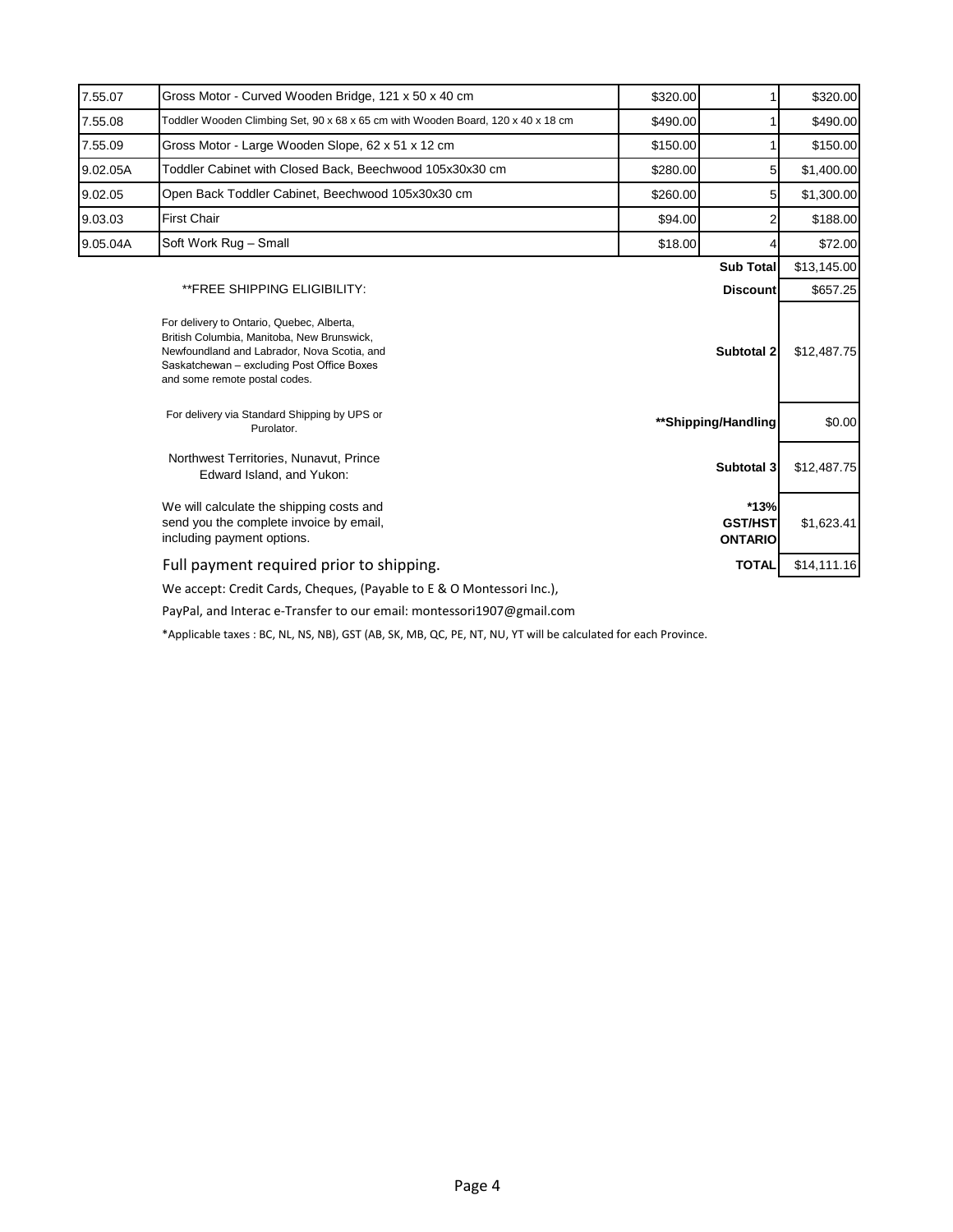| | | | | |
|---|---|---|---|---|
| 7.55.07 | Gross Motor - Curved Wooden Bridge, 121 x 50 x 40 cm | $320.00 | 1 | $320.00 |
| 7.55.08 | Toddler Wooden Climbing Set, 90 x 68 x 65 cm with Wooden Board, 120 x 40 x 18 cm | $490.00 | 1 | $490.00 |
| 7.55.09 | Gross Motor - Large Wooden Slope, 62 x 51 x 12 cm | $150.00 | 1 | $150.00 |
| 9.02.05A | Toddler Cabinet with Closed Back, Beechwood 105x30x30 cm | $280.00 | 5 | $1,400.00 |
| 9.02.05 | Open Back Toddler Cabinet, Beechwood 105x30x30 cm | $260.00 | 5 | $1,300.00 |
| 9.03.03 | First Chair | $94.00 | 2 | $188.00 |
| 9.05.04A | Soft Work Rug – Small | $18.00 | 4 | $72.00 |

| | |
|---|---|
| **Sub Total** | $13,145.00 |
| **Discount** | $657.25 |
| **Subtotal 2** | $12,487.75 |
| **\*\*Shipping/Handling** | $0.00 |
| **Subtotal 3** | $12,487.75 |
| **\*13% GST/HST ONTARIO** | $1,623.41 |
| **TOTAL** | $14,111.16 |

**FREE SHIPPING ELIGIBILITY:

For delivery to Ontario, Quebec, Alberta, British Columbia, Manitoba, New Brunswick, Newfoundland and Labrador, Nova Scotia, and Saskatchewan – excluding Post Office Boxes and some remote postal codes.

For delivery via Standard Shipping by UPS or Purolator.

Northwest Territories, Nunavut, Prince Edward Island, and Yukon:

We will calculate the shipping costs and send you the complete invoice by email, including payment options.

Full payment required prior to shipping.

We accept: Credit Cards, Cheques, (Payable to E & O Montessori Inc.),

PayPal, and Interac e-Transfer to our email: montessori1907@gmail.com

*Applicable taxes : BC, NL, NS, NB), GST (AB, SK, MB, QC, PE, NT, NU, YT will be calculated for each Province.